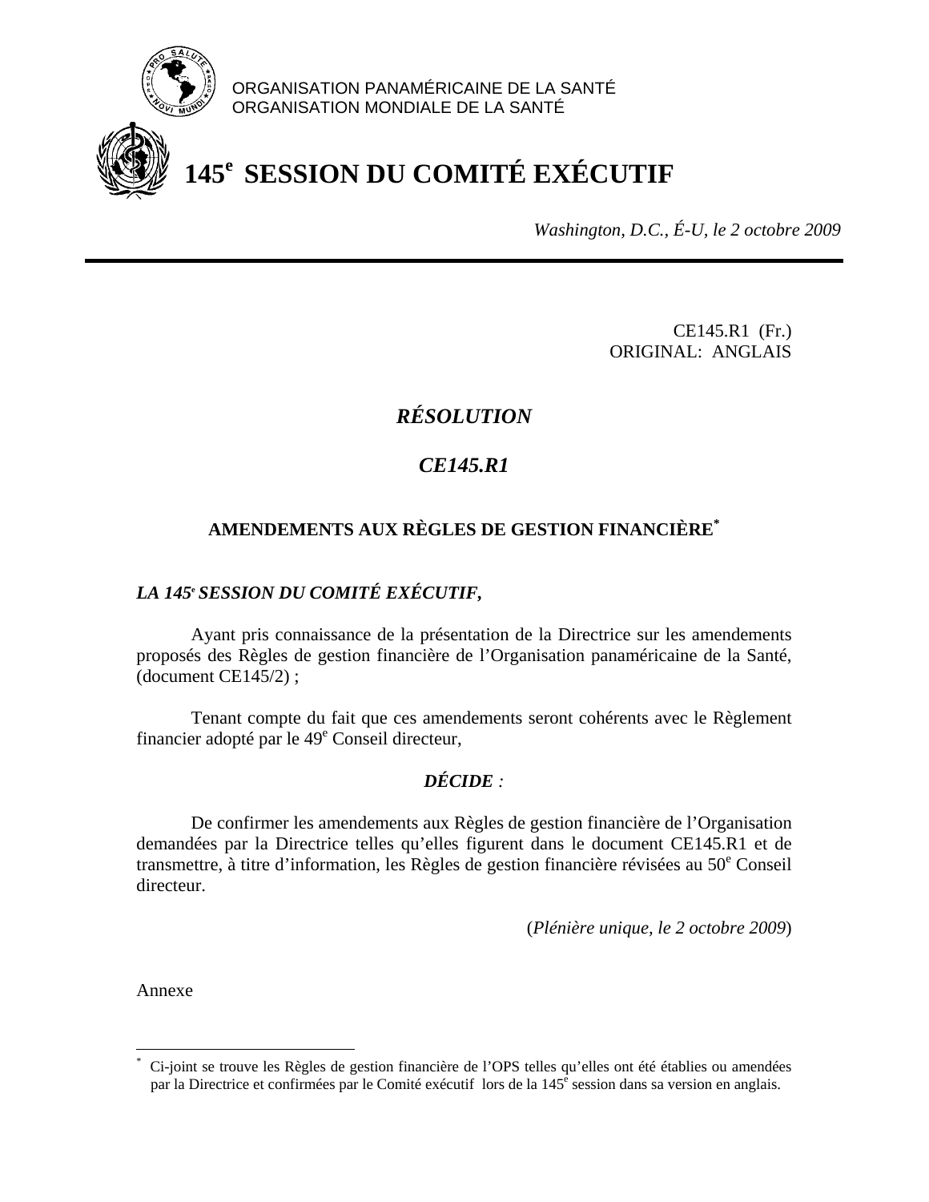ORGANISATION PANAMÉRICAINE DE LA SANTÉ
ORGANISATION MONDIALE DE LA SANTÉ

# 145e SESSION DU COMITÉ EXÉCUTIF

*Washington, D.C., É-U, le 2 octobre 2009*

---

CE145.R1 (Fr.)
ORIGINAL: ANGLAIS

## *RÉSOLUTION*

## *CE145.R1*

### AMENDEMENTS AUX RÈGLES DE GESTION FINANCIÈRE*

***LA 145e SESSION DU COMITÉ EXÉCUTIF,***

Ayant pris connaissance de la présentation de la Directrice sur les amendements proposés des Règles de gestion financière de l'Organisation panaméricaine de la Santé, (document CE145/2) ;

Tenant compte du fait que ces amendements seront cohérents avec le Règlement financier adopté par le 49e Conseil directeur,

***DÉCIDE*** :

De confirmer les amendements aux Règles de gestion financière de l'Organisation demandées par la Directrice telles qu'elles figurent dans le document CE145.R1 et de transmettre, à titre d'information, les Règles de gestion financière révisées au 50e Conseil directeur.

(*Plénière unique, le 2 octobre 2009*)

Annexe

---

\* Ci-joint se trouve les Règles de gestion financière de l'OPS telles qu'elles ont été établies ou amendées par la Directrice et confirmées par le Comité exécutif lors de la 145e session dans sa version en anglais.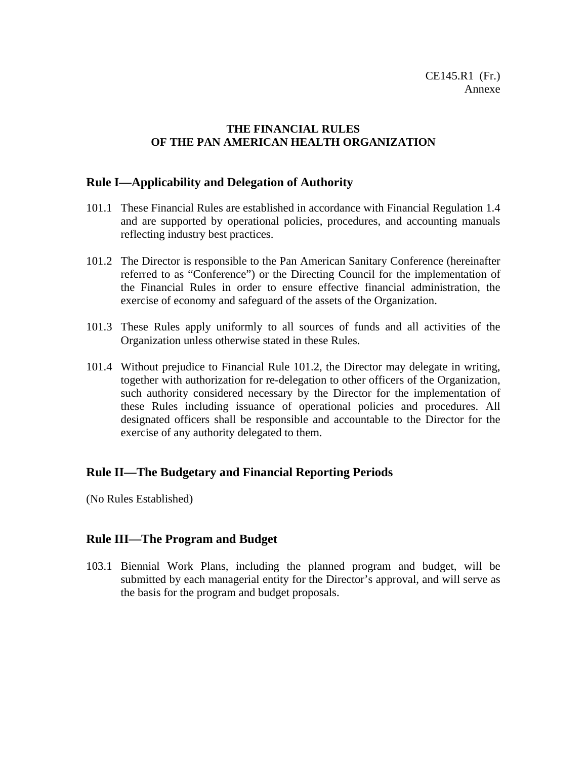CE145.R1 (Fr.)
Annexe

**THE FINANCIAL RULES OF THE PAN AMERICAN HEALTH ORGANIZATION**

## Rule I—Applicability and Delegation of Authority

101.1 These Financial Rules are established in accordance with Financial Regulation 1.4 and are supported by operational policies, procedures, and accounting manuals reflecting industry best practices.

101.2 The Director is responsible to the Pan American Sanitary Conference (hereinafter referred to as "Conference") or the Directing Council for the implementation of the Financial Rules in order to ensure effective financial administration, the exercise of economy and safeguard of the assets of the Organization.

101.3 These Rules apply uniformly to all sources of funds and all activities of the Organization unless otherwise stated in these Rules.

101.4 Without prejudice to Financial Rule 101.2, the Director may delegate in writing, together with authorization for re-delegation to other officers of the Organization, such authority considered necessary by the Director for the implementation of these Rules including issuance of operational policies and procedures. All designated officers shall be responsible and accountable to the Director for the exercise of any authority delegated to them.

## Rule II—The Budgetary and Financial Reporting Periods

(No Rules Established)

## Rule III—The Program and Budget

103.1 Biennial Work Plans, including the planned program and budget, will be submitted by each managerial entity for the Director's approval, and will serve as the basis for the program and budget proposals.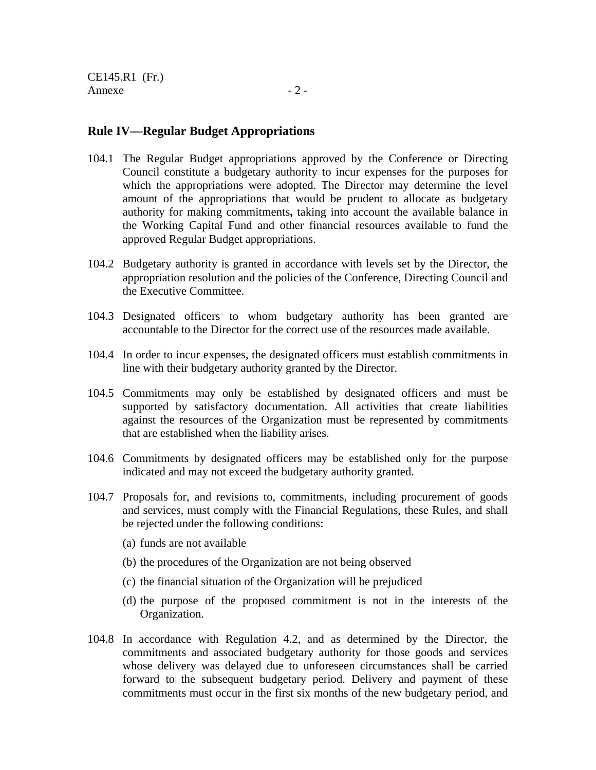## Rule IV—Regular Budget Appropriations

104.1 The Regular Budget appropriations approved by the Conference or Directing Council constitute a budgetary authority to incur expenses for the purposes for which the appropriations were adopted. The Director may determine the level amount of the appropriations that would be prudent to allocate as budgetary authority for making commitments**,** taking into account the available balance in the Working Capital Fund and other financial resources available to fund the approved Regular Budget appropriations.

104.2 Budgetary authority is granted in accordance with levels set by the Director, the appropriation resolution and the policies of the Conference, Directing Council and the Executive Committee.

104.3 Designated officers to whom budgetary authority has been granted are accountable to the Director for the correct use of the resources made available.

104.4 In order to incur expenses, the designated officers must establish commitments in line with their budgetary authority granted by the Director.

104.5 Commitments may only be established by designated officers and must be supported by satisfactory documentation. All activities that create liabilities against the resources of the Organization must be represented by commitments that are established when the liability arises.

104.6 Commitments by designated officers may be established only for the purpose indicated and may not exceed the budgetary authority granted.

104.7 Proposals for, and revisions to, commitments, including procurement of goods and services, must comply with the Financial Regulations, these Rules, and shall be rejected under the following conditions:

(a) funds are not available

(b) the procedures of the Organization are not being observed

(c) the financial situation of the Organization will be prejudiced

(d) the purpose of the proposed commitment is not in the interests of the Organization.

104.8 In accordance with Regulation 4.2, and as determined by the Director, the commitments and associated budgetary authority for those goods and services whose delivery was delayed due to unforeseen circumstances shall be carried forward to the subsequent budgetary period. Delivery and payment of these commitments must occur in the first six months of the new budgetary period, and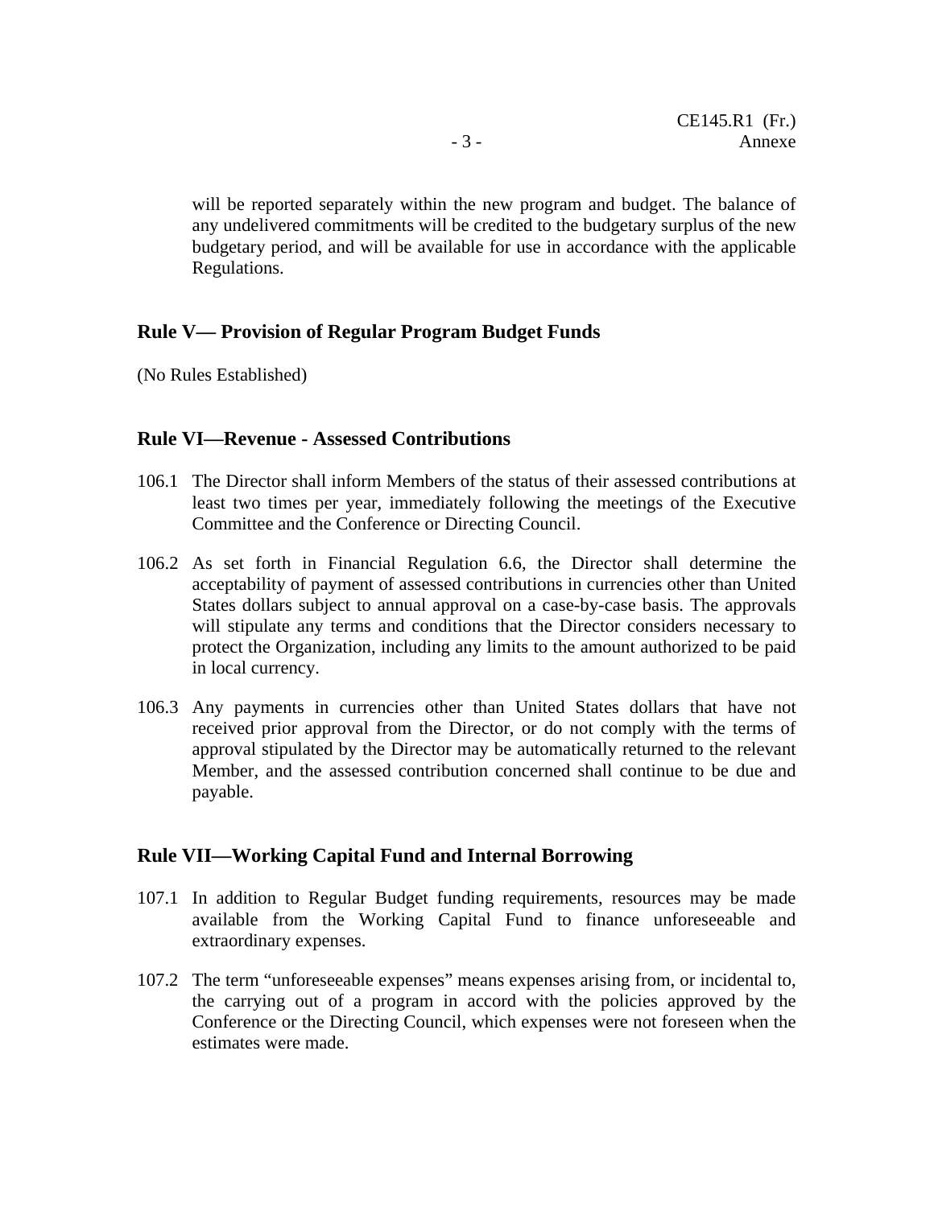will be reported separately within the new program and budget. The balance of any undelivered commitments will be credited to the budgetary surplus of the new budgetary period, and will be available for use in accordance with the applicable Regulations.

## Rule V— Provision of Regular Program Budget Funds

(No Rules Established)

## Rule VI—Revenue - Assessed Contributions

106.1 The Director shall inform Members of the status of their assessed contributions at least two times per year, immediately following the meetings of the Executive Committee and the Conference or Directing Council.

106.2 As set forth in Financial Regulation 6.6, the Director shall determine the acceptability of payment of assessed contributions in currencies other than United States dollars subject to annual approval on a case-by-case basis. The approvals will stipulate any terms and conditions that the Director considers necessary to protect the Organization, including any limits to the amount authorized to be paid in local currency.

106.3 Any payments in currencies other than United States dollars that have not received prior approval from the Director, or do not comply with the terms of approval stipulated by the Director may be automatically returned to the relevant Member, and the assessed contribution concerned shall continue to be due and payable.

## Rule VII—Working Capital Fund and Internal Borrowing

107.1 In addition to Regular Budget funding requirements, resources may be made available from the Working Capital Fund to finance unforeseeable and extraordinary expenses.

107.2 The term "unforeseeable expenses" means expenses arising from, or incidental to, the carrying out of a program in accord with the policies approved by the Conference or the Directing Council, which expenses were not foreseen when the estimates were made.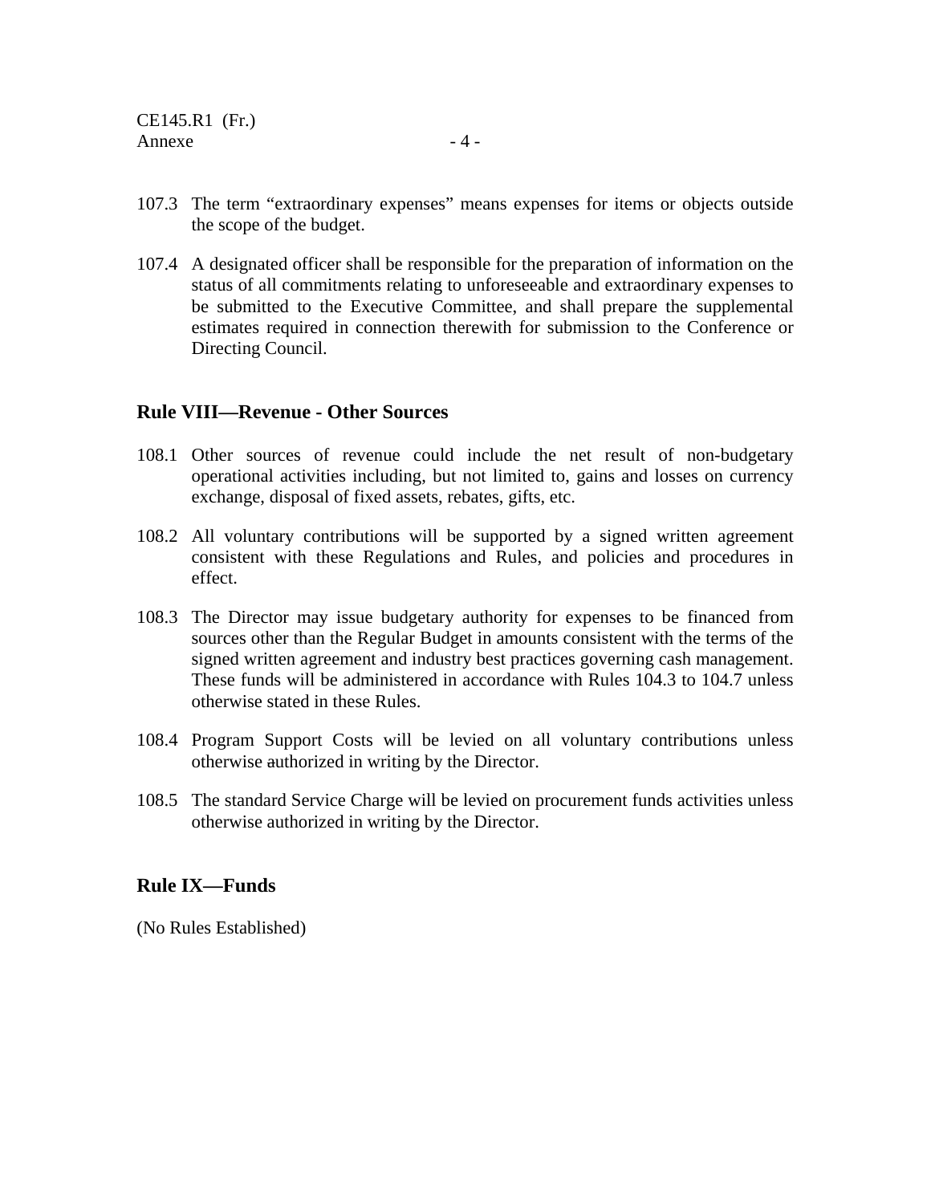107.3 The term "extraordinary expenses" means expenses for items or objects outside the scope of the budget.

107.4 A designated officer shall be responsible for the preparation of information on the status of all commitments relating to unforeseeable and extraordinary expenses to be submitted to the Executive Committee, and shall prepare the supplemental estimates required in connection therewith for submission to the Conference or Directing Council.

## Rule VIII—Revenue - Other Sources

108.1 Other sources of revenue could include the net result of non-budgetary operational activities including, but not limited to, gains and losses on currency exchange, disposal of fixed assets, rebates, gifts, etc.

108.2 All voluntary contributions will be supported by a signed written agreement consistent with these Regulations and Rules, and policies and procedures in effect.

108.3 The Director may issue budgetary authority for expenses to be financed from sources other than the Regular Budget in amounts consistent with the terms of the signed written agreement and industry best practices governing cash management. These funds will be administered in accordance with Rules 104.3 to 104.7 unless otherwise stated in these Rules.

108.4 Program Support Costs will be levied on all voluntary contributions unless otherwise authorized in writing by the Director.

108.5 The standard Service Charge will be levied on procurement funds activities unless otherwise authorized in writing by the Director.

## Rule IX—Funds

(No Rules Established)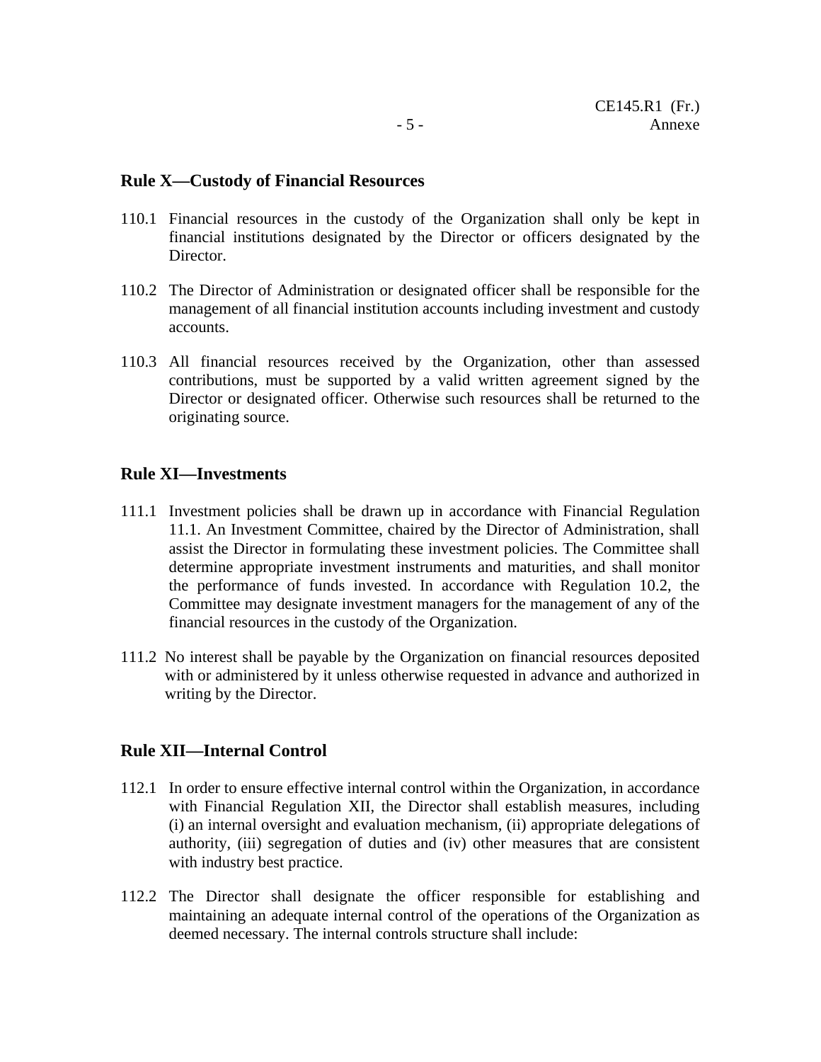## Rule X—Custody of Financial Resources

110.1 Financial resources in the custody of the Organization shall only be kept in financial institutions designated by the Director or officers designated by the Director.

110.2 The Director of Administration or designated officer shall be responsible for the management of all financial institution accounts including investment and custody accounts.

110.3 All financial resources received by the Organization, other than assessed contributions, must be supported by a valid written agreement signed by the Director or designated officer. Otherwise such resources shall be returned to the originating source.

## Rule XI—Investments

111.1 Investment policies shall be drawn up in accordance with Financial Regulation 11.1. An Investment Committee, chaired by the Director of Administration, shall assist the Director in formulating these investment policies. The Committee shall determine appropriate investment instruments and maturities, and shall monitor the performance of funds invested. In accordance with Regulation 10.2, the Committee may designate investment managers for the management of any of the financial resources in the custody of the Organization.

111.2 No interest shall be payable by the Organization on financial resources deposited with or administered by it unless otherwise requested in advance and authorized in writing by the Director.

## Rule XII—Internal Control

112.1 In order to ensure effective internal control within the Organization, in accordance with Financial Regulation XII, the Director shall establish measures, including (i) an internal oversight and evaluation mechanism, (ii) appropriate delegations of authority, (iii) segregation of duties and (iv) other measures that are consistent with industry best practice.

112.2 The Director shall designate the officer responsible for establishing and maintaining an adequate internal control of the operations of the Organization as deemed necessary. The internal controls structure shall include: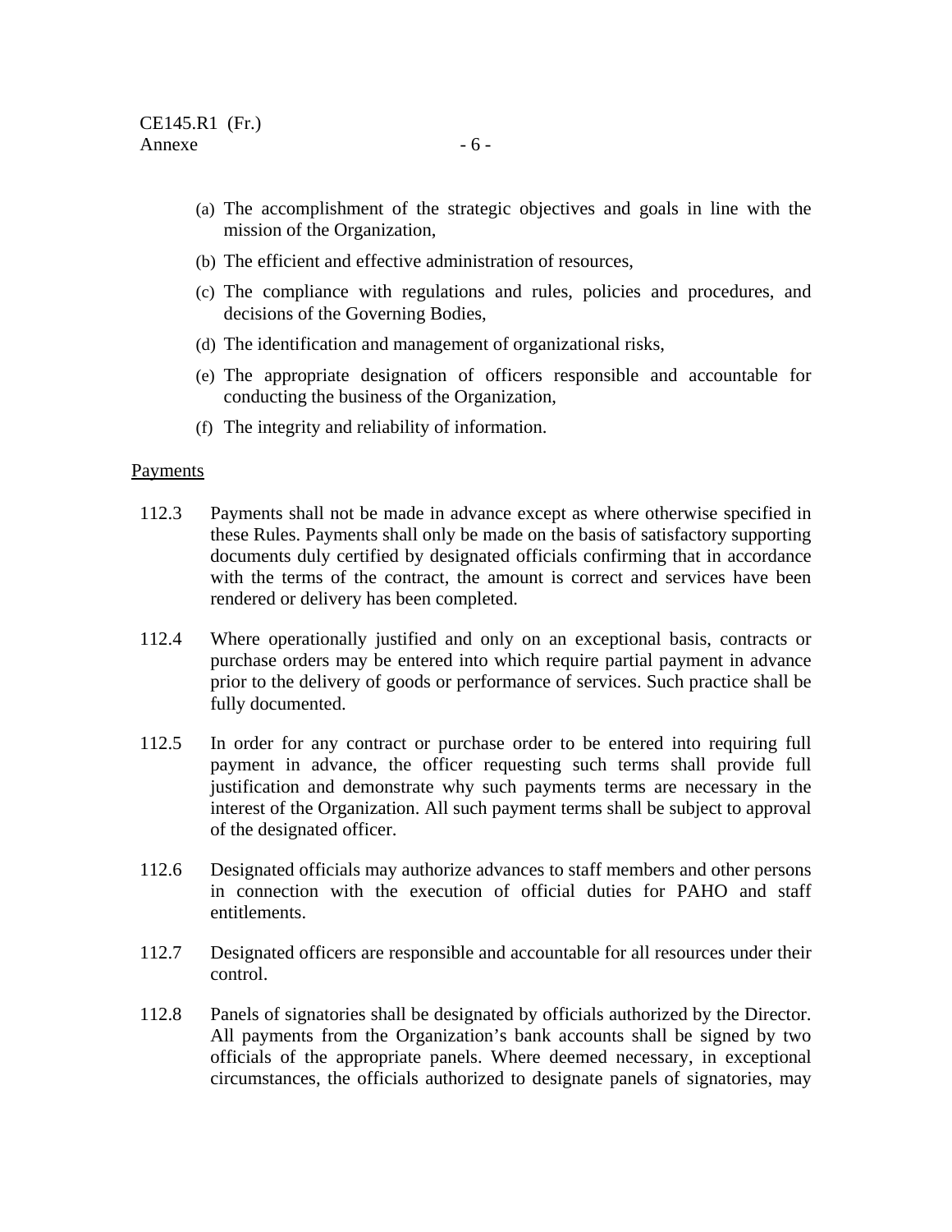(a) The accomplishment of the strategic objectives and goals in line with the mission of the Organization,

(b) The efficient and effective administration of resources,

(c) The compliance with regulations and rules, policies and procedures, and decisions of the Governing Bodies,

(d) The identification and management of organizational risks,

(e) The appropriate designation of officers responsible and accountable for conducting the business of the Organization,

(f) The integrity and reliability of information.

Payments

112.3 Payments shall not be made in advance except as where otherwise specified in these Rules. Payments shall only be made on the basis of satisfactory supporting documents duly certified by designated officials confirming that in accordance with the terms of the contract, the amount is correct and services have been rendered or delivery has been completed.

112.4 Where operationally justified and only on an exceptional basis, contracts or purchase orders may be entered into which require partial payment in advance prior to the delivery of goods or performance of services. Such practice shall be fully documented.

112.5 In order for any contract or purchase order to be entered into requiring full payment in advance, the officer requesting such terms shall provide full justification and demonstrate why such payments terms are necessary in the interest of the Organization. All such payment terms shall be subject to approval of the designated officer.

112.6 Designated officials may authorize advances to staff members and other persons in connection with the execution of official duties for PAHO and staff entitlements.

112.7 Designated officers are responsible and accountable for all resources under their control.

112.8 Panels of signatories shall be designated by officials authorized by the Director. All payments from the Organization's bank accounts shall be signed by two officials of the appropriate panels. Where deemed necessary, in exceptional circumstances, the officials authorized to designate panels of signatories, may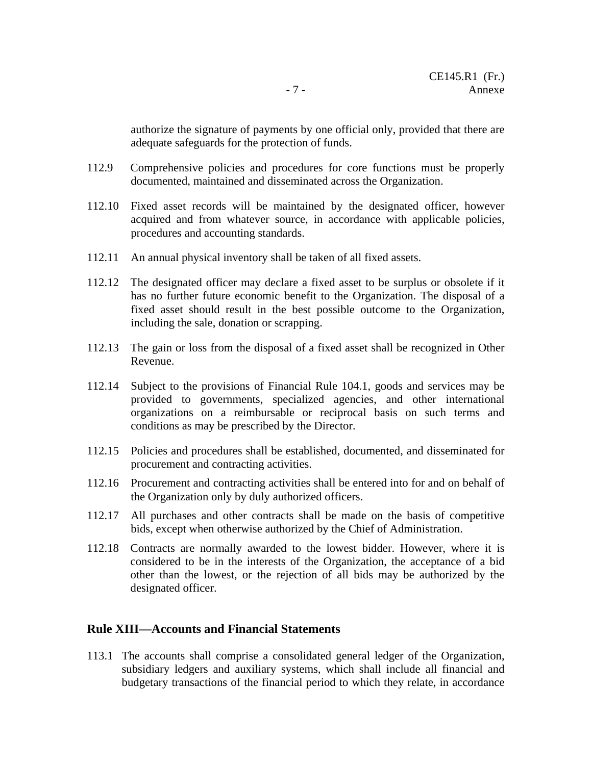authorize the signature of payments by one official only, provided that there are adequate safeguards for the protection of funds.

112.9 Comprehensive policies and procedures for core functions must be properly documented, maintained and disseminated across the Organization.

112.10 Fixed asset records will be maintained by the designated officer, however acquired and from whatever source, in accordance with applicable policies, procedures and accounting standards.

112.11 An annual physical inventory shall be taken of all fixed assets.

112.12 The designated officer may declare a fixed asset to be surplus or obsolete if it has no further future economic benefit to the Organization. The disposal of a fixed asset should result in the best possible outcome to the Organization, including the sale, donation or scrapping.

112.13 The gain or loss from the disposal of a fixed asset shall be recognized in Other Revenue.

112.14 Subject to the provisions of Financial Rule 104.1, goods and services may be provided to governments, specialized agencies, and other international organizations on a reimbursable or reciprocal basis on such terms and conditions as may be prescribed by the Director.

112.15 Policies and procedures shall be established, documented, and disseminated for procurement and contracting activities.

112.16 Procurement and contracting activities shall be entered into for and on behalf of the Organization only by duly authorized officers.

112.17 All purchases and other contracts shall be made on the basis of competitive bids, except when otherwise authorized by the Chief of Administration.

112.18 Contracts are normally awarded to the lowest bidder. However, where it is considered to be in the interests of the Organization, the acceptance of a bid other than the lowest, or the rejection of all bids may be authorized by the designated officer.

## Rule XIII—Accounts and Financial Statements

113.1 The accounts shall comprise a consolidated general ledger of the Organization, subsidiary ledgers and auxiliary systems, which shall include all financial and budgetary transactions of the financial period to which they relate, in accordance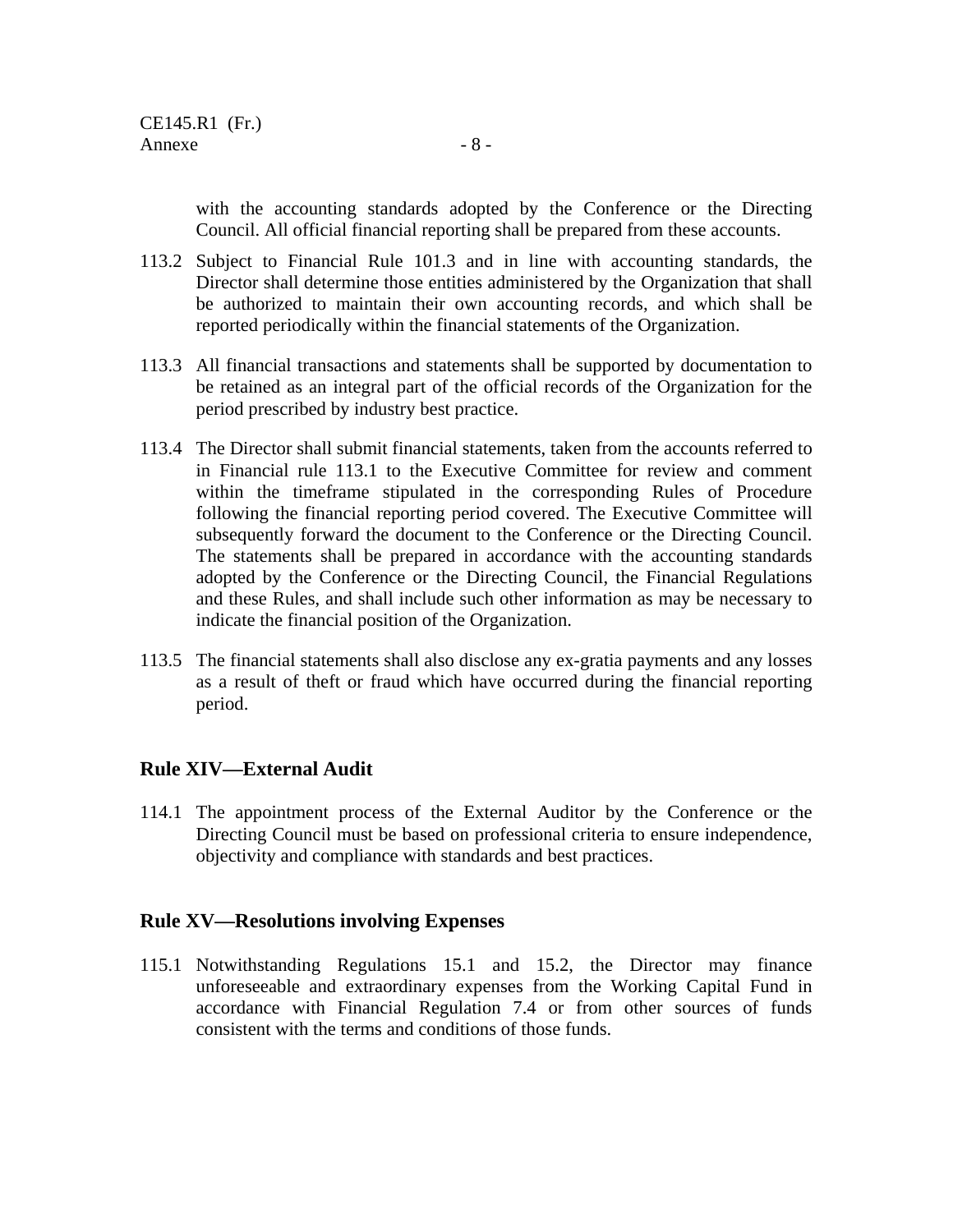with the accounting standards adopted by the Conference or the Directing Council. All official financial reporting shall be prepared from these accounts.

113.2 Subject to Financial Rule 101.3 and in line with accounting standards, the Director shall determine those entities administered by the Organization that shall be authorized to maintain their own accounting records, and which shall be reported periodically within the financial statements of the Organization.

113.3 All financial transactions and statements shall be supported by documentation to be retained as an integral part of the official records of the Organization for the period prescribed by industry best practice.

113.4 The Director shall submit financial statements, taken from the accounts referred to in Financial rule 113.1 to the Executive Committee for review and comment within the timeframe stipulated in the corresponding Rules of Procedure following the financial reporting period covered. The Executive Committee will subsequently forward the document to the Conference or the Directing Council. The statements shall be prepared in accordance with the accounting standards adopted by the Conference or the Directing Council, the Financial Regulations and these Rules, and shall include such other information as may be necessary to indicate the financial position of the Organization.

113.5 The financial statements shall also disclose any ex-gratia payments and any losses as a result of theft or fraud which have occurred during the financial reporting period.

## Rule XIV—External Audit

114.1 The appointment process of the External Auditor by the Conference or the Directing Council must be based on professional criteria to ensure independence, objectivity and compliance with standards and best practices.

## Rule XV—Resolutions involving Expenses

115.1 Notwithstanding Regulations 15.1 and 15.2, the Director may finance unforeseeable and extraordinary expenses from the Working Capital Fund in accordance with Financial Regulation 7.4 or from other sources of funds consistent with the terms and conditions of those funds.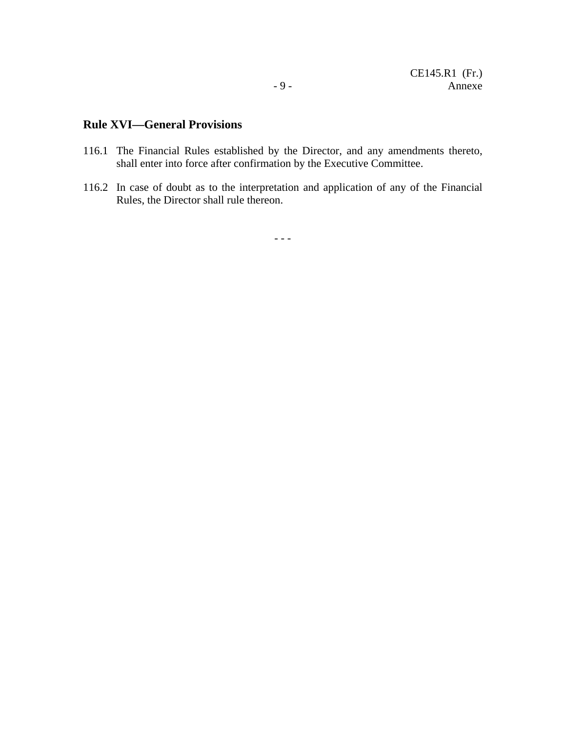## Rule XVI—General Provisions

116.1 The Financial Rules established by the Director, and any amendments thereto, shall enter into force after confirmation by the Executive Committee.

116.2 In case of doubt as to the interpretation and application of any of the Financial Rules, the Director shall rule thereon.

- - -